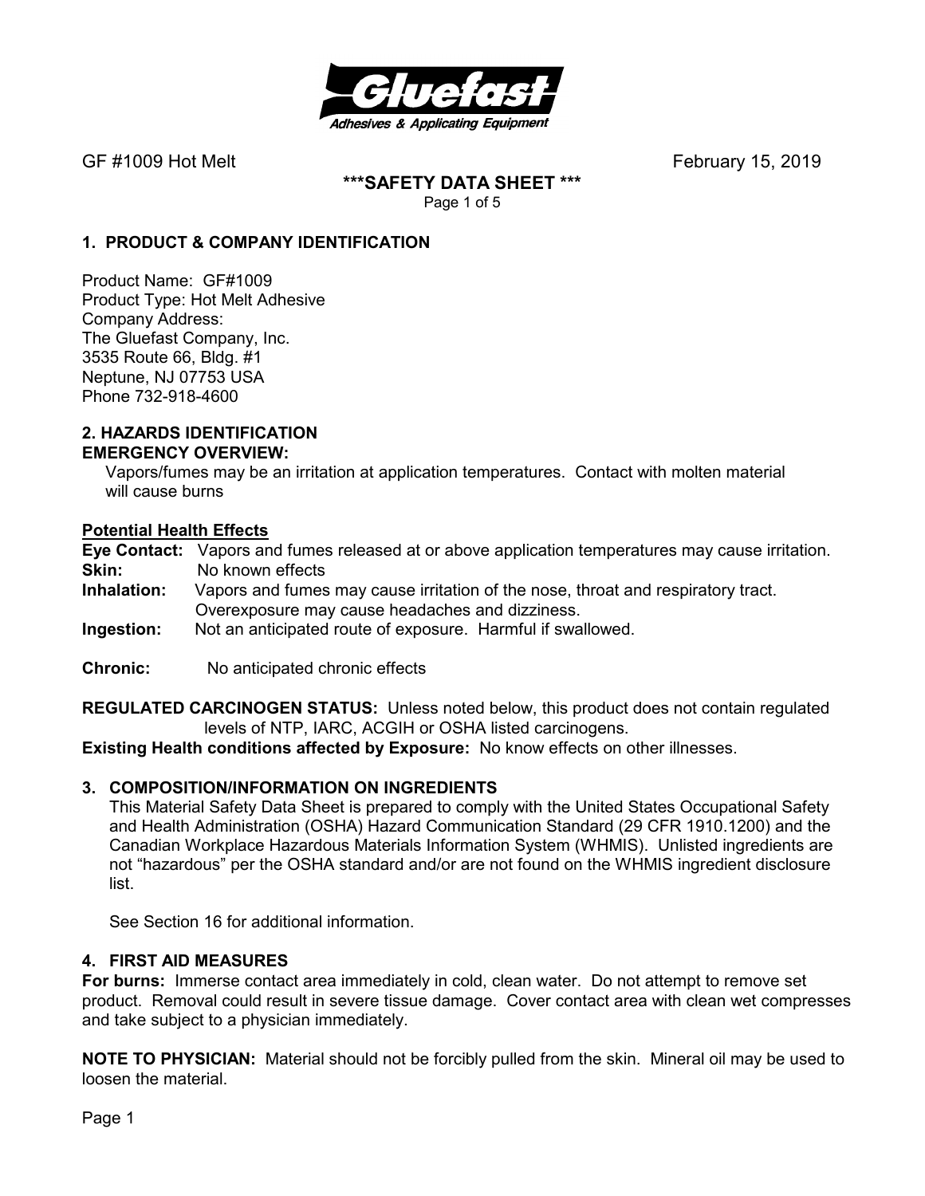GF #1009 Hot Melt February 15, 2019

# ***SAFETY DATA SHEET ***

## 1. PRODUCT & COMPANY IDENTIFICATION

Product Name: GF#1009
Product Type: Hot Melt Adhesive
Company Address:
The Gluefast Company, Inc.
3535 Route 66, Bldg. #1
Neptune, NJ 07753 USA
Phone 732-918-4600

## 2. HAZARDS IDENTIFICATION

**EMERGENCY OVERVIEW:**

Vapors/fumes may be an irritation at application temperatures. Contact with molten material will cause burns

**Potential Health Effects**

**Eye Contact:** Vapors and fumes released at or above application temperatures may cause irritation.
**Skin:** No known effects
**Inhalation:** Vapors and fumes may cause irritation of the nose, throat and respiratory tract. Overexposure may cause headaches and dizziness.
**Ingestion:** Not an anticipated route of exposure. Harmful if swallowed.

**Chronic:** No anticipated chronic effects

**REGULATED CARCINOGEN STATUS:** Unless noted below, this product does not contain regulated levels of NTP, IARC, ACGIH or OSHA listed carcinogens.
**Existing Health conditions affected by Exposure:** No know effects on other illnesses.

## 3. COMPOSITION/INFORMATION ON INGREDIENTS

This Material Safety Data Sheet is prepared to comply with the United States Occupational Safety and Health Administration (OSHA) Hazard Communication Standard (29 CFR 1910.1200) and the Canadian Workplace Hazardous Materials Information System (WHMIS). Unlisted ingredients are not "hazardous" per the OSHA standard and/or are not found on the WHMIS ingredient disclosure list.

See Section 16 for additional information.

## 4. FIRST AID MEASURES

**For burns:** Immerse contact area immediately in cold, clean water. Do not attempt to remove set product. Removal could result in severe tissue damage. Cover contact area with clean wet compresses and take subject to a physician immediately.

**NOTE TO PHYSICIAN:** Material should not be forcibly pulled from the skin. Mineral oil may be used to loosen the material.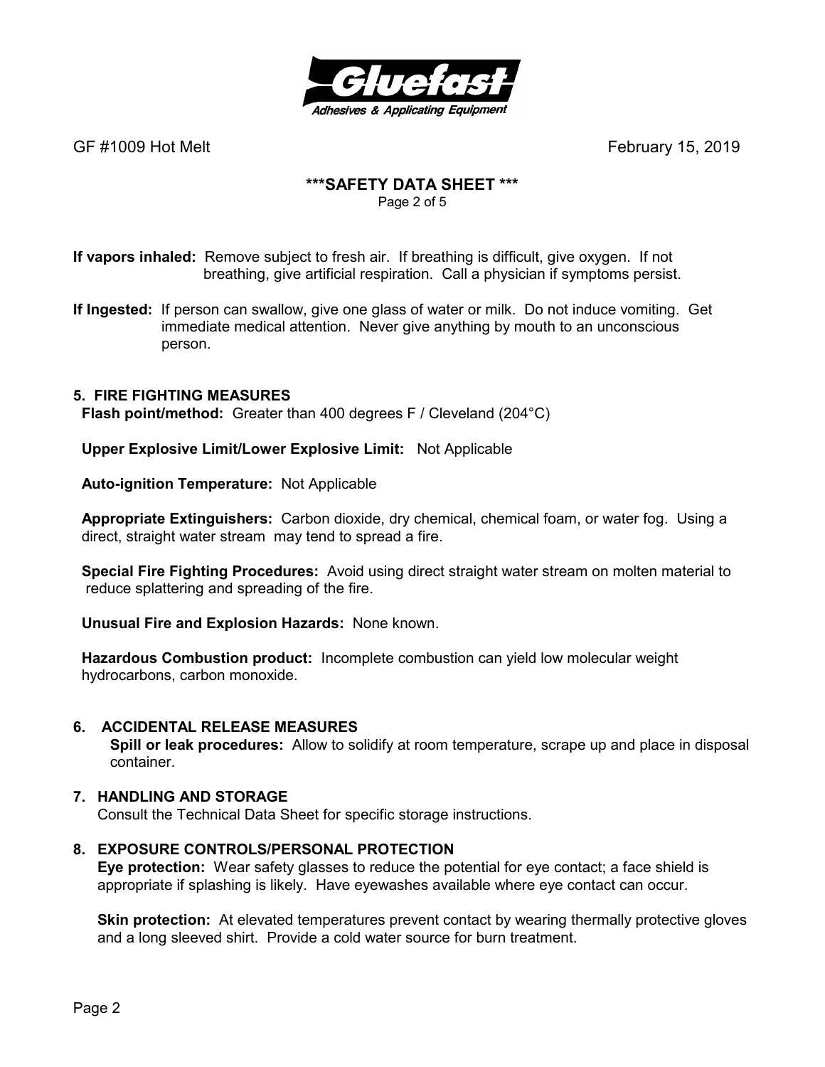**If vapors inhaled:** Remove subject to fresh air. If breathing is difficult, give oxygen. If not breathing, give artificial respiration. Call a physician if symptoms persist.

**If Ingested:** If person can swallow, give one glass of water or milk. Do not induce vomiting. Get immediate medical attention. Never give anything by mouth to an unconscious person.

## 5. FIRE FIGHTING MEASURES

**Flash point/method:** Greater than 400 degrees F / Cleveland (204°C)

**Upper Explosive Limit/Lower Explosive Limit:** Not Applicable

**Auto-ignition Temperature:** Not Applicable

**Appropriate Extinguishers:** Carbon dioxide, dry chemical, chemical foam, or water fog. Using a direct, straight water stream may tend to spread a fire.

**Special Fire Fighting Procedures:** Avoid using direct straight water stream on molten material to reduce splattering and spreading of the fire.

**Unusual Fire and Explosion Hazards:** None known.

**Hazardous Combustion product:** Incomplete combustion can yield low molecular weight hydrocarbons, carbon monoxide.

## 6. ACCIDENTAL RELEASE MEASURES

**Spill or leak procedures:** Allow to solidify at room temperature, scrape up and place in disposal container.

## 7. HANDLING AND STORAGE

Consult the Technical Data Sheet for specific storage instructions.

## 8. EXPOSURE CONTROLS/PERSONAL PROTECTION

**Eye protection:** Wear safety glasses to reduce the potential for eye contact; a face shield is appropriate if splashing is likely. Have eyewashes available where eye contact can occur.

**Skin protection:** At elevated temperatures prevent contact by wearing thermally protective gloves and a long sleeved shirt. Provide a cold water source for burn treatment.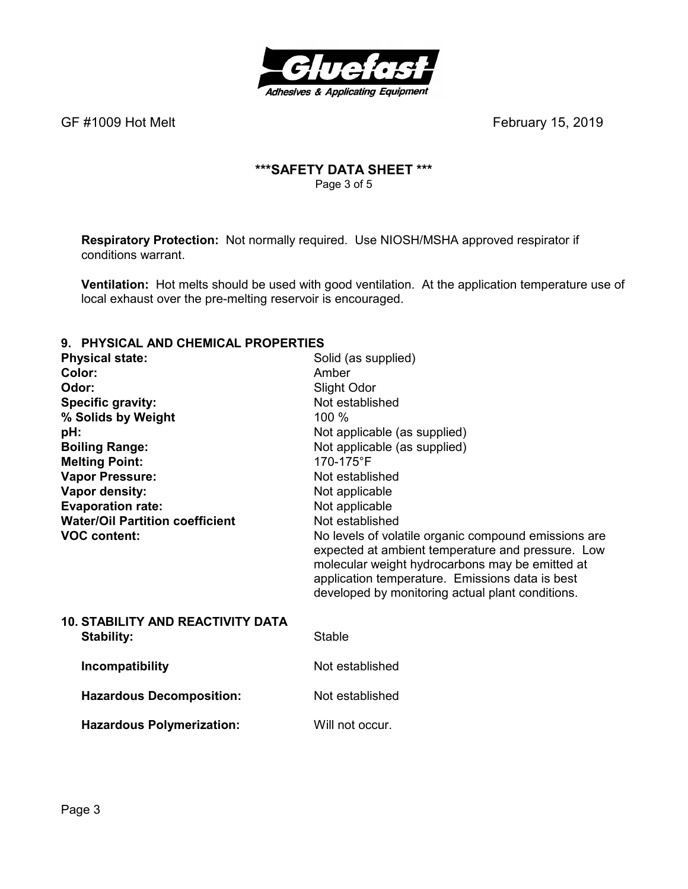**Respiratory Protection:** Not normally required. Use NIOSH/MSHA approved respirator if conditions warrant.

**Ventilation:** Hot melts should be used with good ventilation. At the application temperature use of local exhaust over the pre-melting reservoir is encouraged.

## 9. PHYSICAL AND CHEMICAL PROPERTIES

| | |
|---|---|
| **Physical state:** | Solid (as supplied) |
| **Color:** | Amber |
| **Odor:** | Slight Odor |
| **Specific gravity:** | Not established |
| **% Solids by Weight** | 100 % |
| **pH:** | Not applicable (as supplied) |
| **Boiling Range:** | Not applicable (as supplied) |
| **Melting Point:** | 170-175°F |
| **Vapor Pressure:** | Not established |
| **Vapor density:** | Not applicable |
| **Evaporation rate:** | Not applicable |
| **Water/Oil Partition coefficient** | Not established |
| **VOC content:** | No levels of volatile organic compound emissions are expected at ambient temperature and pressure. Low molecular weight hydrocarbons may be emitted at application temperature. Emissions data is best developed by monitoring actual plant conditions. |

## 10. STABILITY AND REACTIVITY DATA

| | |
|---|---|
| **Stability:** | Stable |
| **Incompatibility** | Not established |
| **Hazardous Decomposition:** | Not established |
| **Hazardous Polymerization:** | Will not occur. |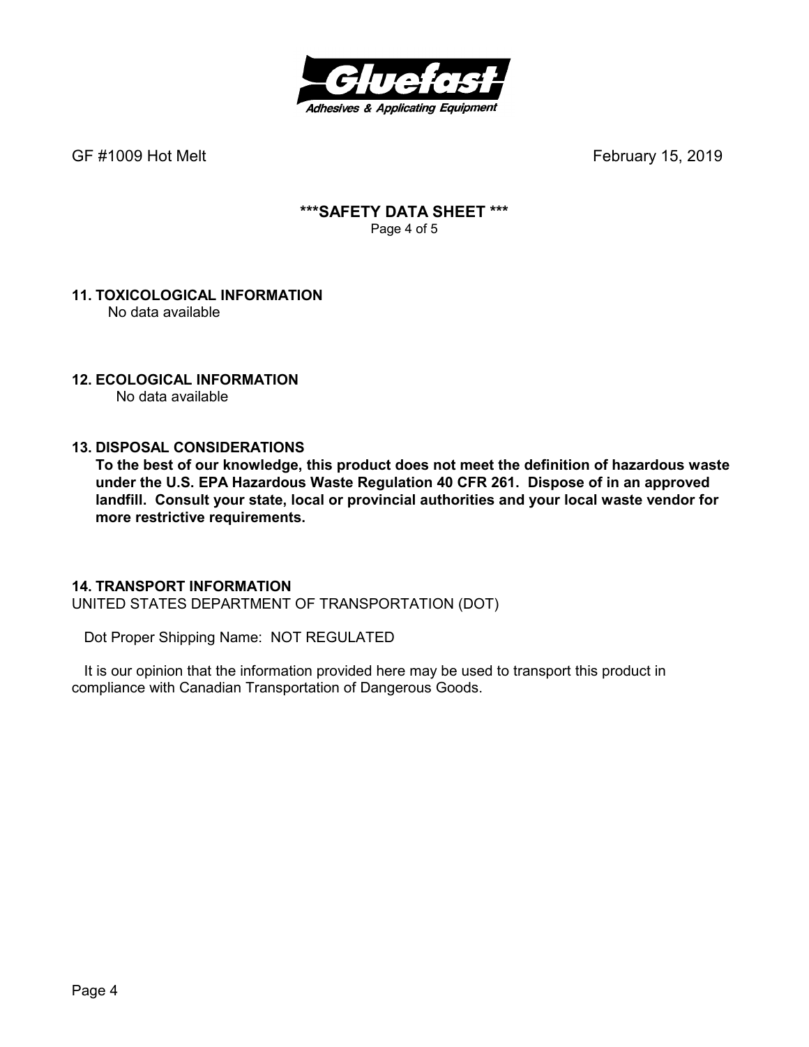## 11. TOXICOLOGICAL INFORMATION

No data available

## 12. ECOLOGICAL INFORMATION

No data available

## 13. DISPOSAL CONSIDERATIONS

**To the best of our knowledge, this product does not meet the definition of hazardous waste under the U.S. EPA Hazardous Waste Regulation 40 CFR 261. Dispose of in an approved landfill. Consult your state, local or provincial authorities and your local waste vendor for more restrictive requirements.**

## 14. TRANSPORT INFORMATION

UNITED STATES DEPARTMENT OF TRANSPORTATION (DOT)

Dot Proper Shipping Name: NOT REGULATED

It is our opinion that the information provided here may be used to transport this product in compliance with Canadian Transportation of Dangerous Goods.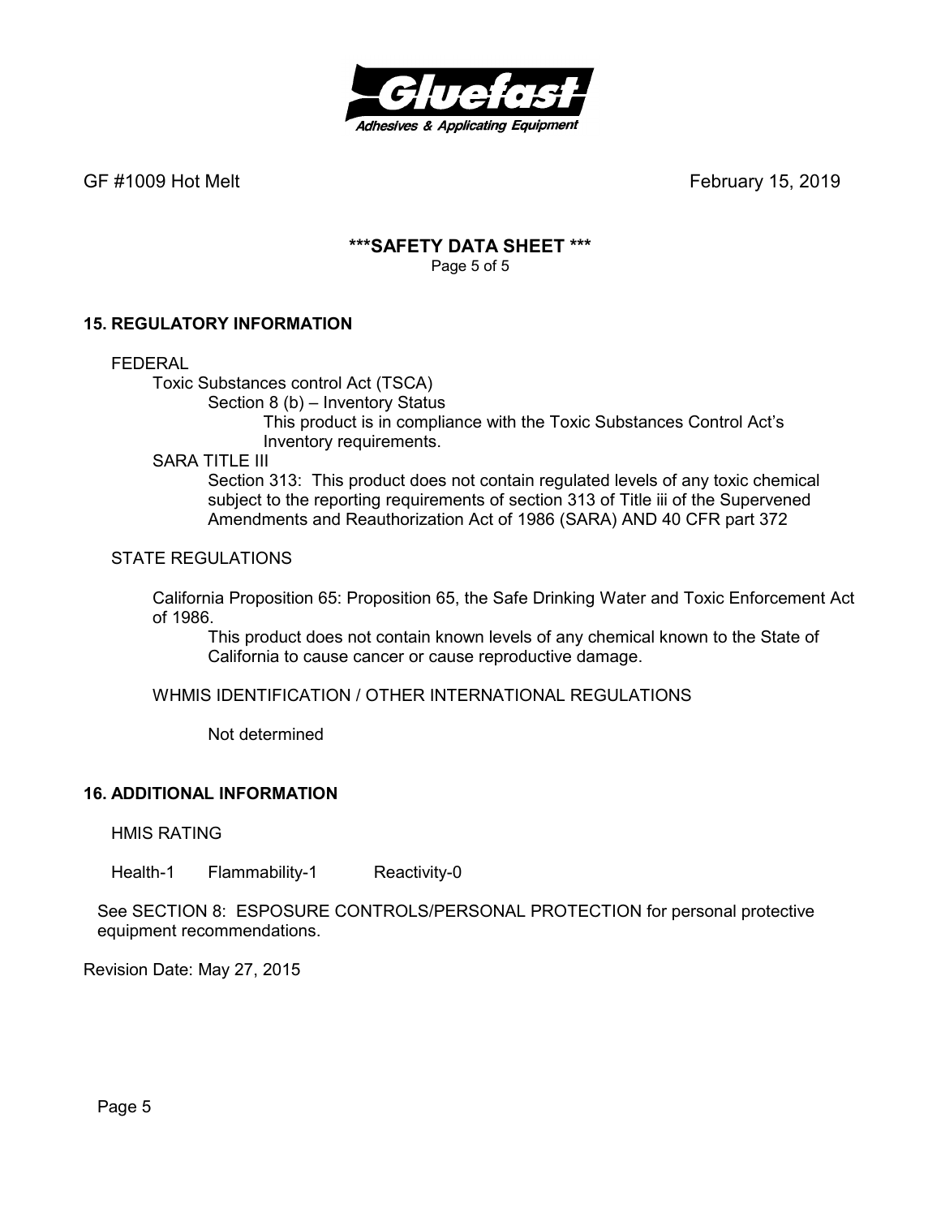## 15. REGULATORY INFORMATION

FEDERAL

Toxic Substances control Act (TSCA)

Section 8 (b) – Inventory Status

This product is in compliance with the Toxic Substances Control Act's Inventory requirements.

SARA TITLE III

Section 313: This product does not contain regulated levels of any toxic chemical subject to the reporting requirements of section 313 of Title iii of the Supervened Amendments and Reauthorization Act of 1986 (SARA) AND 40 CFR part 372

STATE REGULATIONS

California Proposition 65: Proposition 65, the Safe Drinking Water and Toxic Enforcement Act of 1986.

This product does not contain known levels of any chemical known to the State of California to cause cancer or cause reproductive damage.

WHMIS IDENTIFICATION / OTHER INTERNATIONAL REGULATIONS

Not determined

## 16. ADDITIONAL INFORMATION

HMIS RATING

Health-1 Flammability-1 Reactivity-0

See SECTION 8: ESPOSURE CONTROLS/PERSONAL PROTECTION for personal protective equipment recommendations.

Revision Date: May 27, 2015